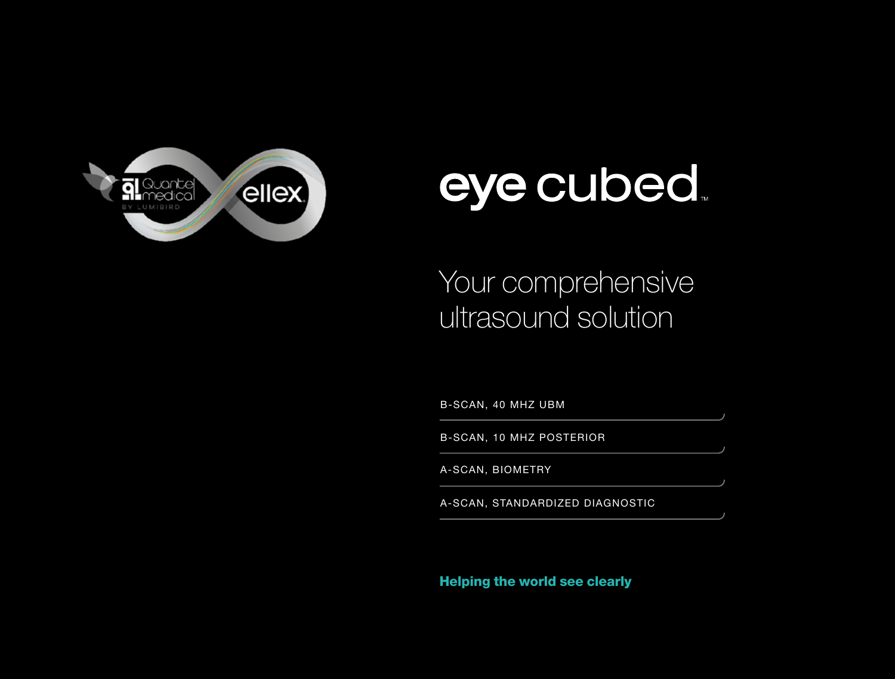# eye cubed™

## Your comprehensive ultrasound solution

- B-SCAN, 40 MHZ UBM
- B-SCAN, 10 MHZ POSTERIOR
- A-SCAN, BIOMETRY
- A-SCAN, STANDARDIZED DIAGNOSTIC

**Helping the world see clearly**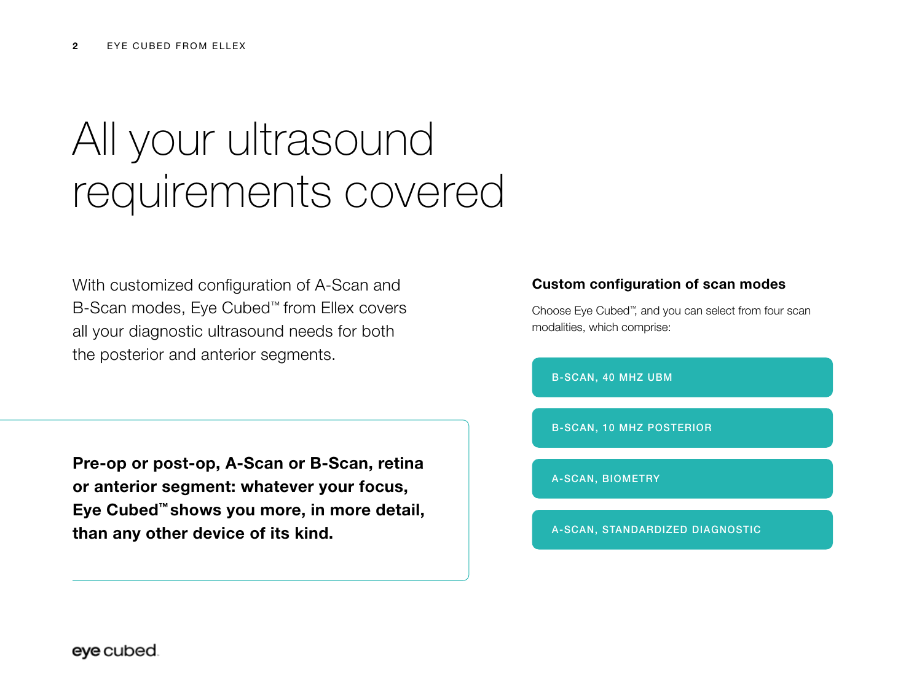# All your ultrasound requirements covered

With customized configuration of A-Scan and B-Scan modes, Eye Cubed™ from Ellex covers all your diagnostic ultrasound needs for both the posterior and anterior segments.

**Pre-op or post-op, A-Scan or B-Scan, retina or anterior segment: whatever your focus, Eye Cubed™ shows you more, in more detail, than any other device of its kind.**

### Custom configuration of scan modes

Choose Eye Cubed™, and you can select from four scan modalities, which comprise:

- B-SCAN, 40 MHZ UBM
- B-SCAN, 10 MHZ POSTERIOR
- A-SCAN, BIOMETRY
- A-SCAN, STANDARDIZED DIAGNOSTIC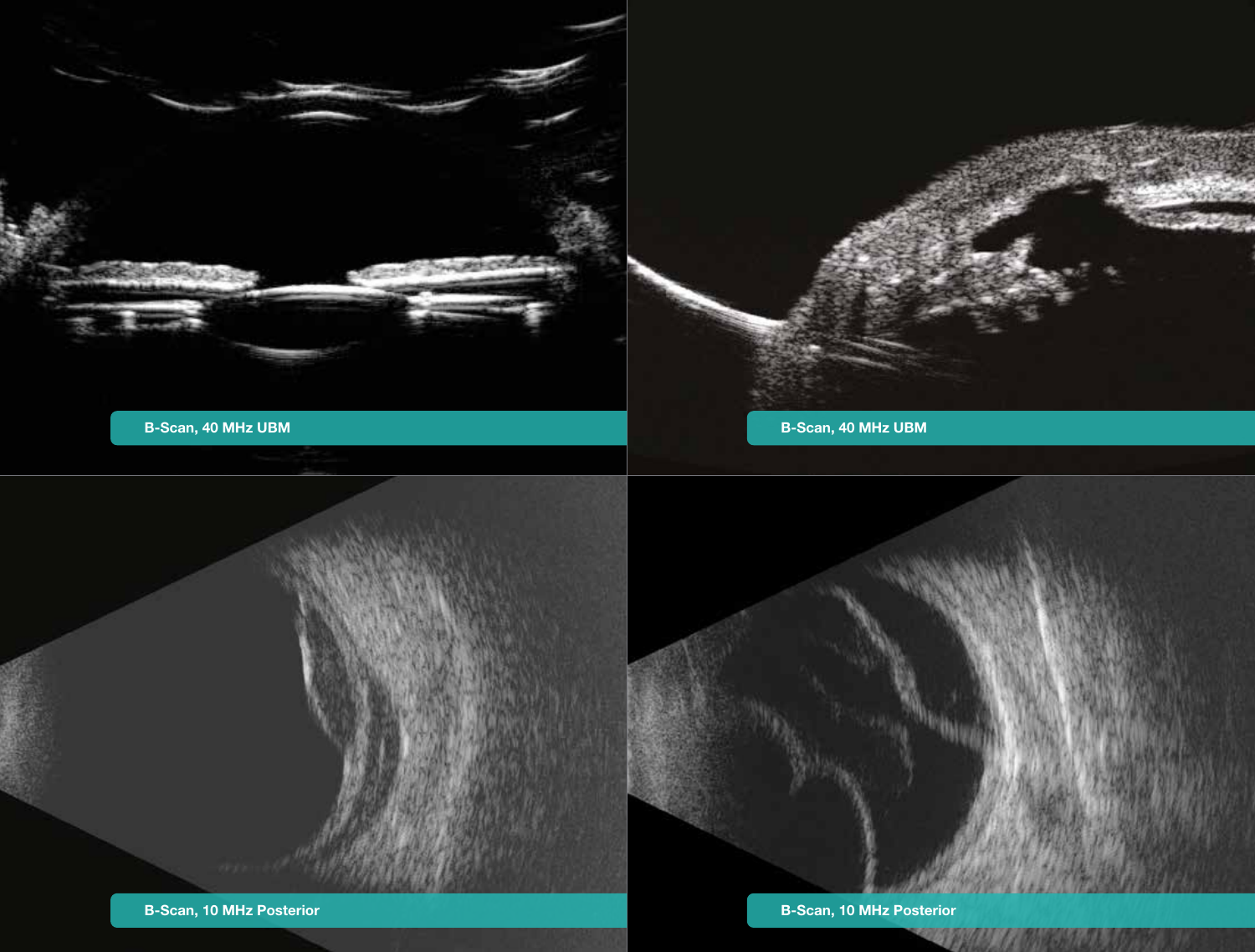B-Scan, 40 MHz UBM

B-Scan, 40 MHz UBM

B-Scan, 10 MHz Posterior

B-Scan, 10 MHz Posterior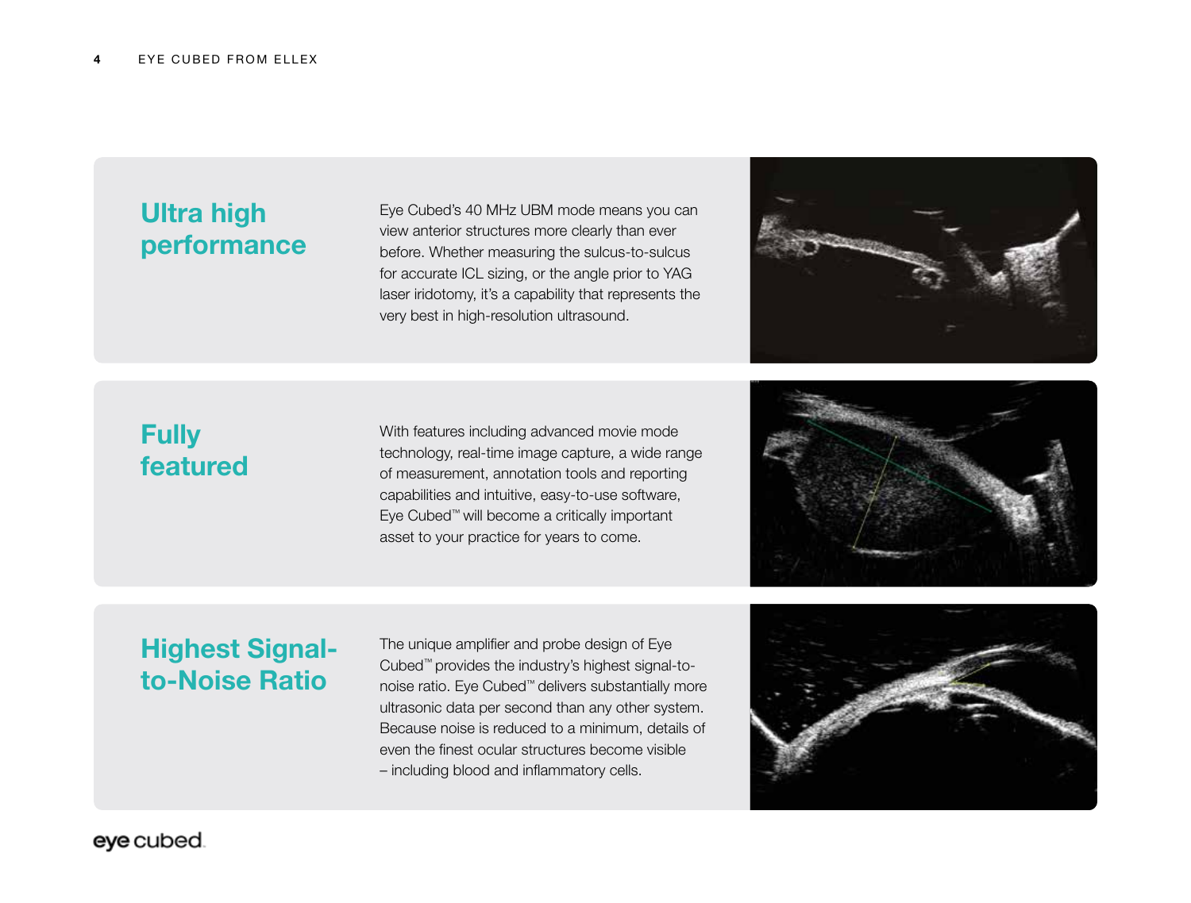## Ultra high performance

Eye Cubed's 40 MHz UBM mode means you can view anterior structures more clearly than ever before. Whether measuring the sulcus-to-sulcus for accurate ICL sizing, or the angle prior to YAG laser iridotomy, it's a capability that represents the very best in high-resolution ultrasound.

## Fully featured

With features including advanced movie mode technology, real-time image capture, a wide range of measurement, annotation tools and reporting capabilities and intuitive, easy-to-use software, Eye Cubed™ will become a critically important asset to your practice for years to come.

## Highest Signal-to-Noise Ratio

The unique amplifier and probe design of Eye Cubed™ provides the industry's highest signal-to-noise ratio. Eye Cubed™ delivers substantially more ultrasonic data per second than any other system. Because noise is reduced to a minimum, details of even the finest ocular structures become visible – including blood and inflammatory cells.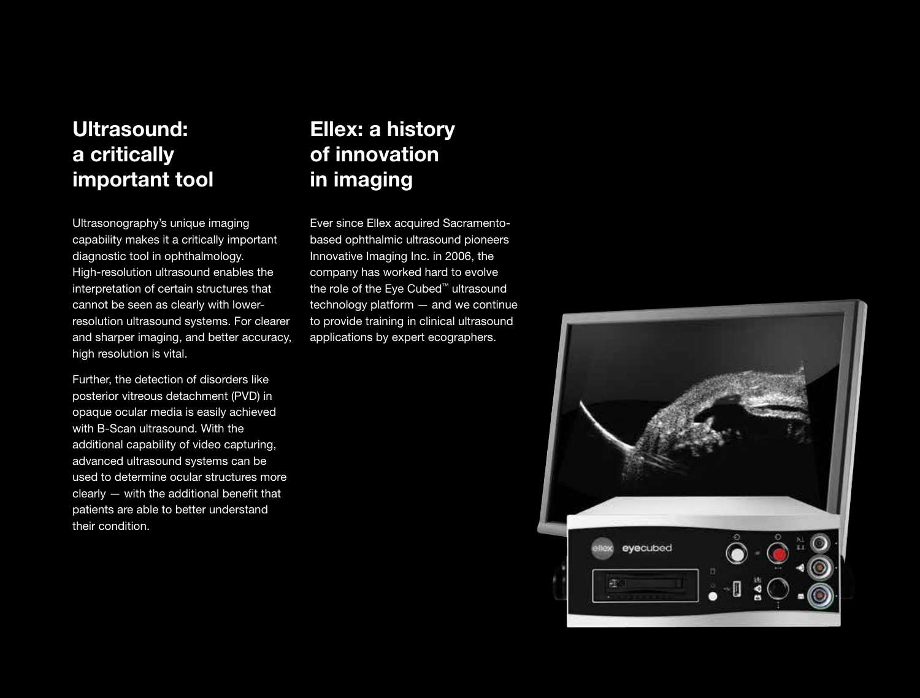## Ultrasound: a critically important tool

Ultrasonography's unique imaging capability makes it a critically important diagnostic tool in ophthalmology. High-resolution ultrasound enables the interpretation of certain structures that cannot be seen as clearly with lower-resolution ultrasound systems. For clearer and sharper imaging, and better accuracy, high resolution is vital.

Further, the detection of disorders like posterior vitreous detachment (PVD) in opaque ocular media is easily achieved with B-Scan ultrasound. With the additional capability of video capturing, advanced ultrasound systems can be used to determine ocular structures more clearly — with the additional benefit that patients are able to better understand their condition.

## Ellex: a history of innovation in imaging

Ever since Ellex acquired Sacramento-based ophthalmic ultrasound pioneers Innovative Imaging Inc. in 2006, the company has worked hard to evolve the role of the Eye Cubed™ ultrasound technology platform — and we continue to provide training in clinical ultrasound applications by expert ecographers.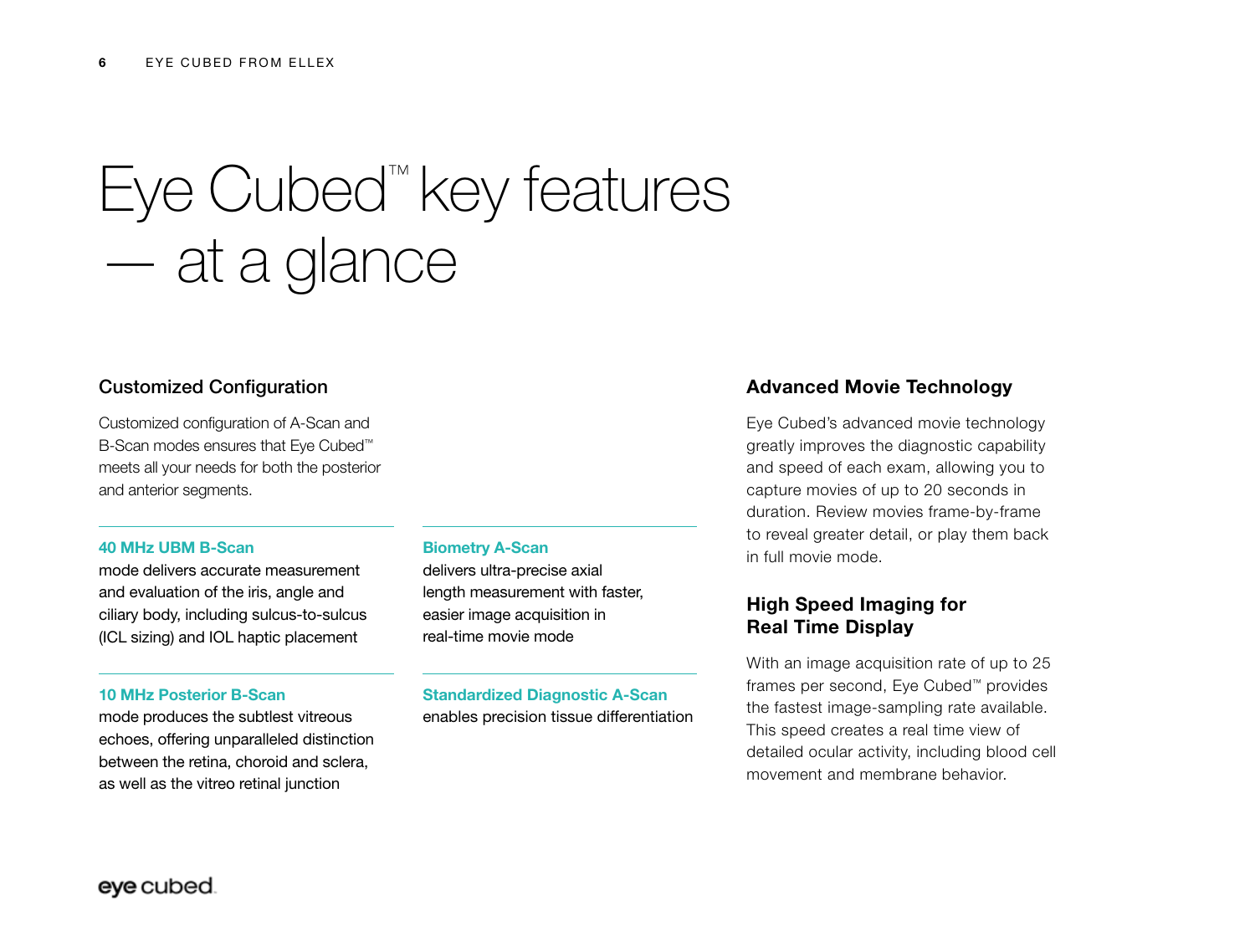# Eye Cubed™ key features — at a glance

## Customized Configuration

Customized configuration of A-Scan and B-Scan modes ensures that Eye Cubed™ meets all your needs for both the posterior and anterior segments.

**40 MHz UBM B-Scan**
mode delivers accurate measurement and evaluation of the iris, angle and ciliary body, including sulcus-to-sulcus (ICL sizing) and IOL haptic placement

**10 MHz Posterior B-Scan**
mode produces the subtlest vitreous echoes, offering unparalleled distinction between the retina, choroid and sclera, as well as the vitreo retinal junction

**Biometry A-Scan**
delivers ultra-precise axial length measurement with faster, easier image acquisition in real-time movie mode

**Standardized Diagnostic A-Scan**
enables precision tissue differentiation

## Advanced Movie Technology

Eye Cubed's advanced movie technology greatly improves the diagnostic capability and speed of each exam, allowing you to capture movies of up to 20 seconds in duration. Review movies frame-by-frame to reveal greater detail, or play them back in full movie mode.

## High Speed Imaging for Real Time Display

With an image acquisition rate of up to 25 frames per second, Eye Cubed™ provides the fastest image-sampling rate available. This speed creates a real time view of detailed ocular activity, including blood cell movement and membrane behavior.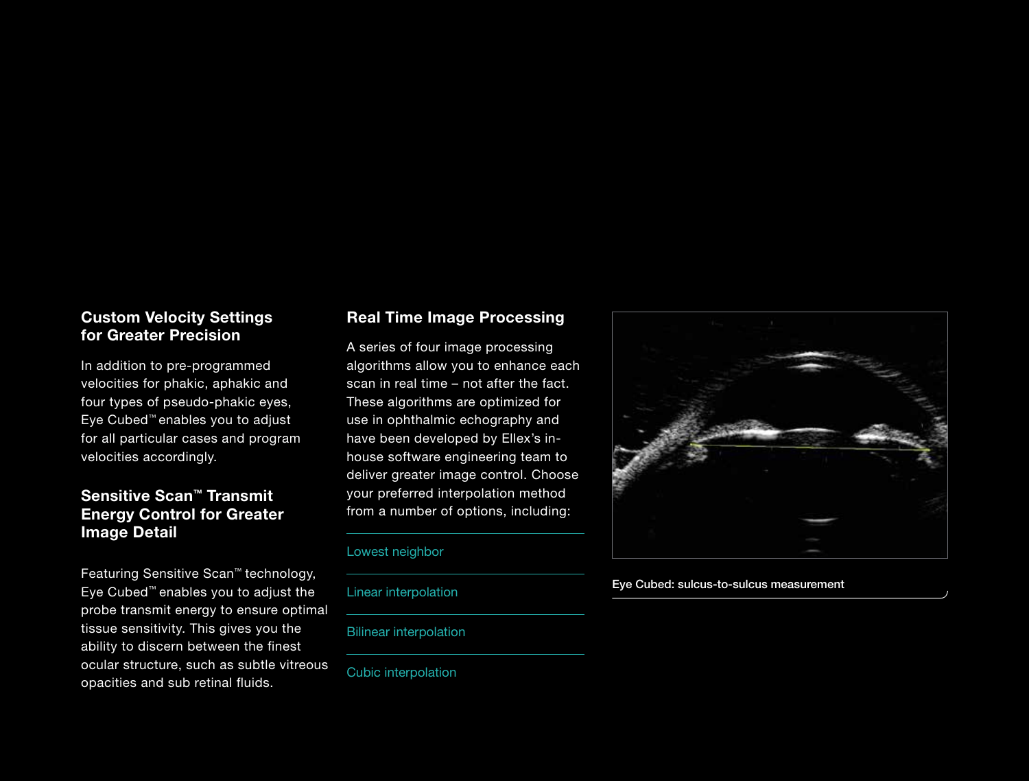## Custom Velocity Settings for Greater Precision

In addition to pre-programmed velocities for phakic, aphakic and four types of pseudo-phakic eyes, Eye Cubed™ enables you to adjust for all particular cases and program velocities accordingly.

## Sensitive Scan™ Transmit Energy Control for Greater Image Detail

Featuring Sensitive Scan™ technology, Eye Cubed™ enables you to adjust the probe transmit energy to ensure optimal tissue sensitivity. This gives you the ability to discern between the finest ocular structure, such as subtle vitreous opacities and sub retinal fluids.

## Real Time Image Processing

A series of four image processing algorithms allow you to enhance each scan in real time – not after the fact. These algorithms are optimized for use in ophthalmic echography and have been developed by Ellex's in-house software engineering team to deliver greater image control. Choose your preferred interpolation method from a number of options, including:

- Lowest neighbor
- Linear interpolation
- Bilinear interpolation
- Cubic interpolation

Eye Cubed: sulcus-to-sulcus measurement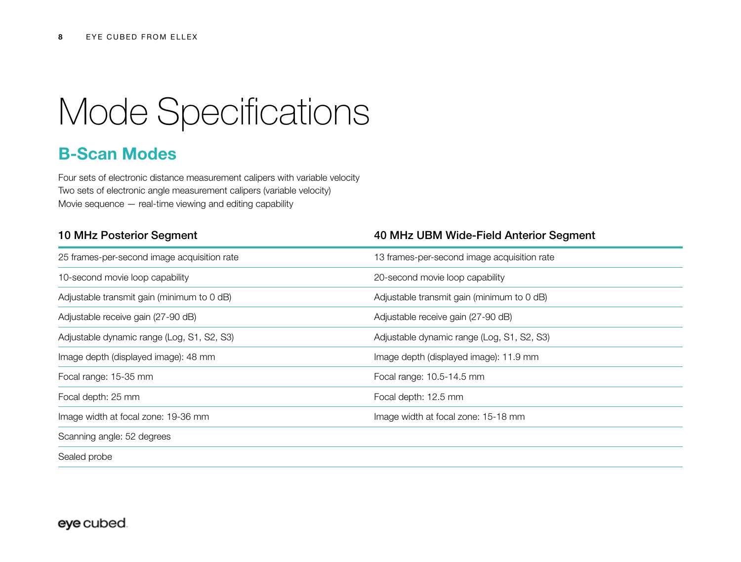# Mode Specifications

## B-Scan Modes

Four sets of electronic distance measurement calipers with variable velocity
Two sets of electronic angle measurement calipers (variable velocity)
Movie sequence — real-time viewing and editing capability

| 10 MHz Posterior Segment | 40 MHz UBM Wide-Field Anterior Segment |
| --- | --- |
| 25 frames-per-second image acquisition rate | 13 frames-per-second image acquisition rate |
| 10-second movie loop capability | 20-second movie loop capability |
| Adjustable transmit gain (minimum to 0 dB) | Adjustable transmit gain (minimum to 0 dB) |
| Adjustable receive gain (27-90 dB) | Adjustable receive gain (27-90 dB) |
| Adjustable dynamic range (Log, S1, S2, S3) | Adjustable dynamic range (Log, S1, S2, S3) |
| Image depth (displayed image): 48 mm | Image depth (displayed image): 11.9 mm |
| Focal range: 15-35 mm | Focal range: 10.5-14.5 mm |
| Focal depth: 25 mm | Focal depth: 12.5 mm |
| Image width at focal zone: 19-36 mm | Image width at focal zone: 15-18 mm |
| Scanning angle: 52 degrees | |
| Sealed probe | |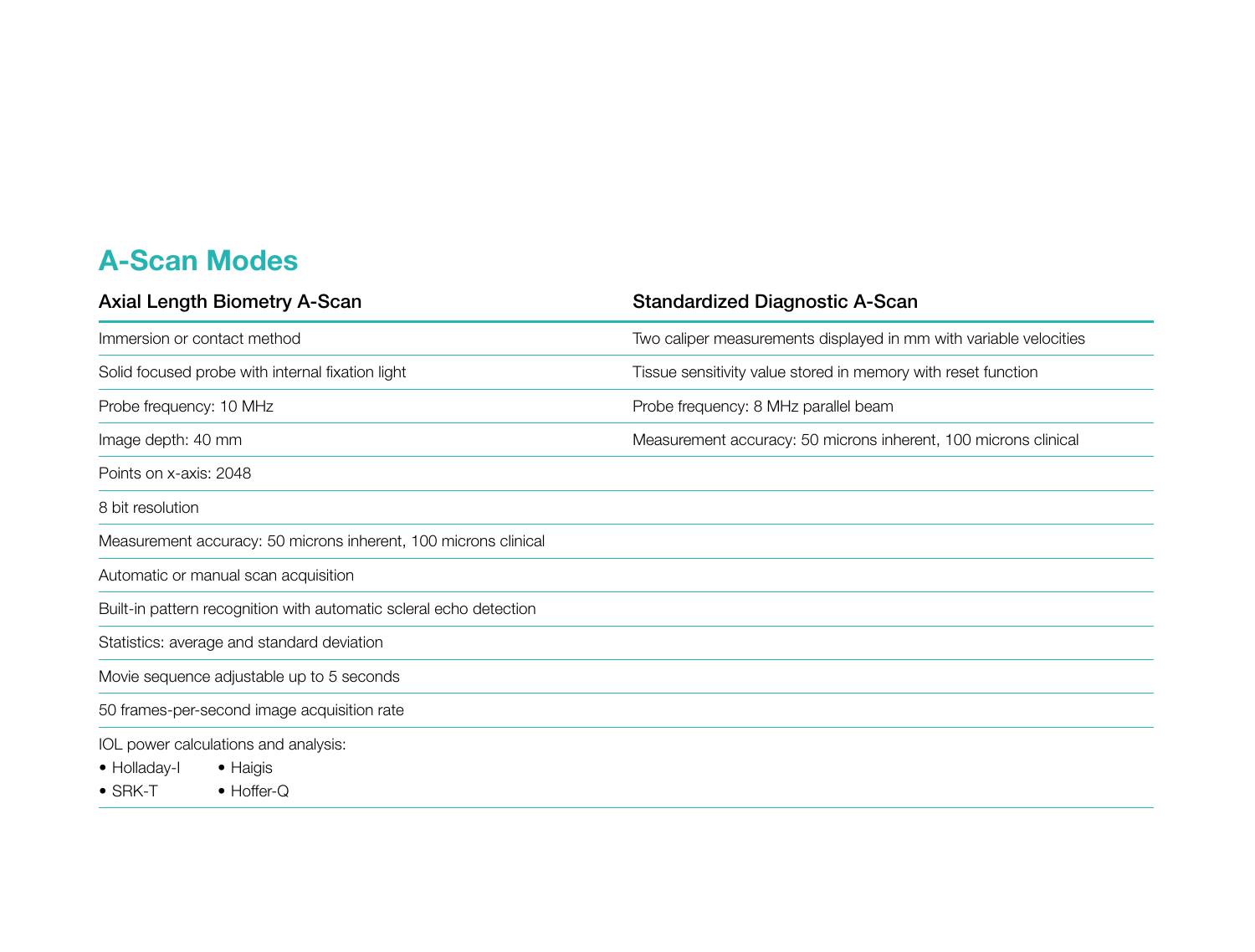## A-Scan Modes

| Axial Length Biometry A-Scan | Standardized Diagnostic A-Scan |
|---|---|
| Immersion or contact method | Two caliper measurements displayed in mm with variable velocities |
| Solid focused probe with internal fixation light | Tissue sensitivity value stored in memory with reset function |
| Probe frequency: 10 MHz | Probe frequency: 8 MHz parallel beam |
| Image depth: 40 mm | Measurement accuracy: 50 microns inherent, 100 microns clinical |
| Points on x-axis: 2048 | |
| 8 bit resolution | |
| Measurement accuracy: 50 microns inherent, 100 microns clinical | |
| Automatic or manual scan acquisition | |
| Built-in pattern recognition with automatic scleral echo detection | |
| Statistics: average and standard deviation | |
| Movie sequence adjustable up to 5 seconds | |
| 50 frames-per-second image acquisition rate | |
| IOL power calculations and analysis: • Holladay-I • Haigis • SRK-T • Hoffer-Q | |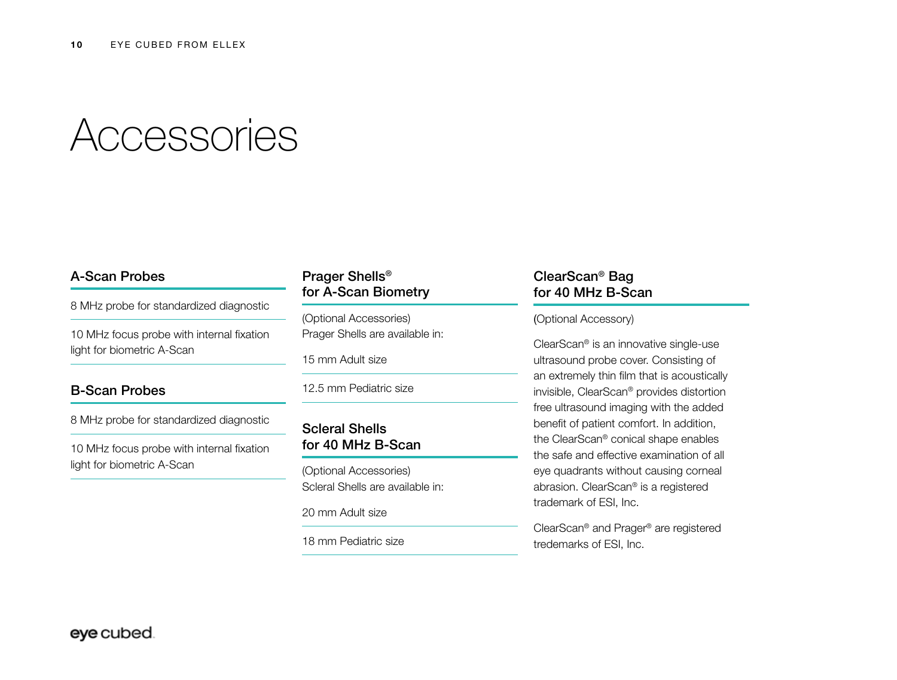# Accessories

## A-Scan Probes

8 MHz probe for standardized diagnostic

10 MHz focus probe with internal fixation light for biometric A-Scan

## B-Scan Probes

8 MHz probe for standardized diagnostic

10 MHz focus probe with internal fixation light for biometric A-Scan

## Prager Shells® for A-Scan Biometry

(Optional Accessories)
Prager Shells are available in:

15 mm Adult size

12.5 mm Pediatric size

## Scleral Shells for 40 MHz B-Scan

(Optional Accessories)
Scleral Shells are available in:

20 mm Adult size

18 mm Pediatric size

## ClearScan® Bag for 40 MHz B-Scan

(Optional Accessory)

ClearScan® is an innovative single-use ultrasound probe cover. Consisting of an extremely thin film that is acoustically invisible, ClearScan® provides distortion free ultrasound imaging with the added benefit of patient comfort. In addition, the ClearScan® conical shape enables the safe and effective examination of all eye quadrants without causing corneal abrasion. ClearScan® is a registered trademark of ESI, Inc.

ClearScan® and Prager® are registered tredemarks of ESI, Inc.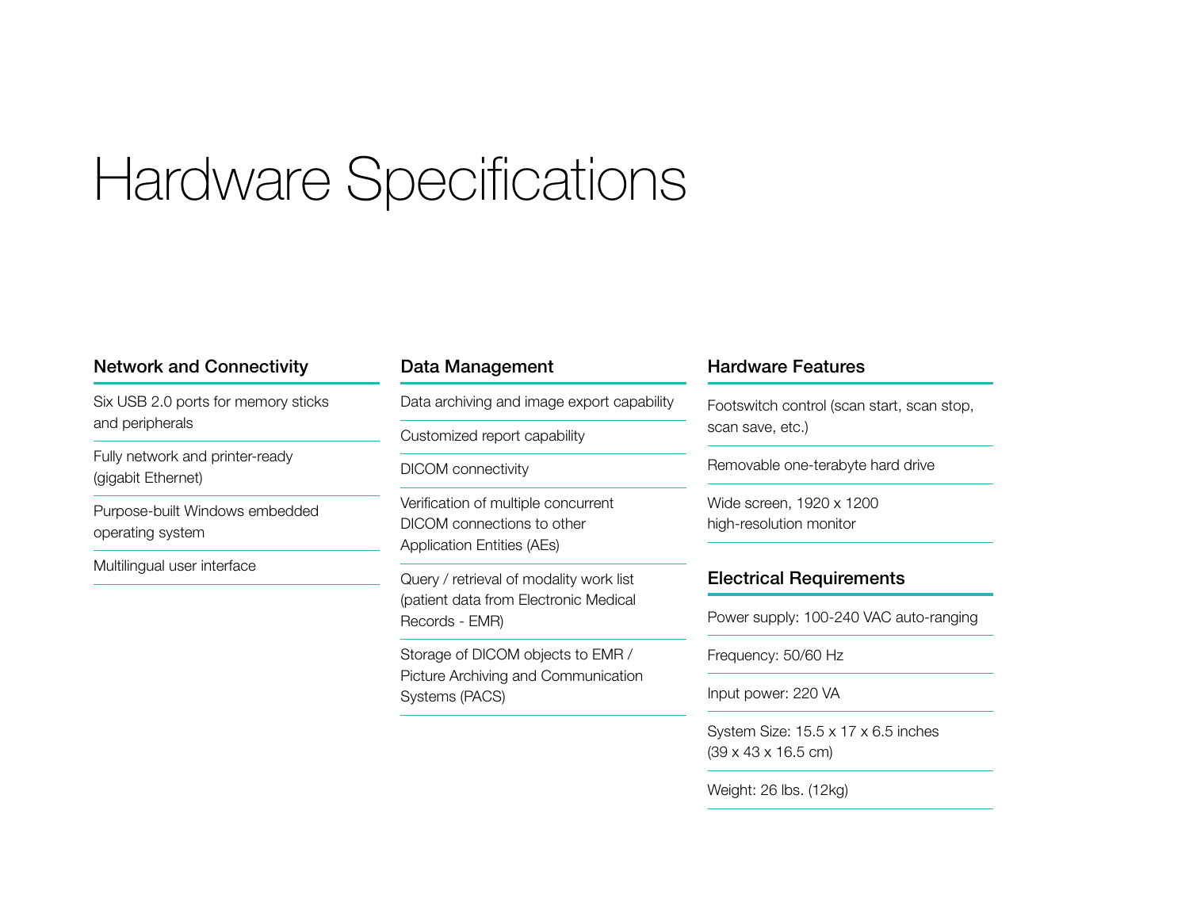# Hardware Specifications

## Network and Connectivity

- Six USB 2.0 ports for memory sticks and peripherals
- Fully network and printer-ready (gigabit Ethernet)
- Purpose-built Windows embedded operating system
- Multilingual user interface

## Data Management

- Data archiving and image export capability
- Customized report capability
- DICOM connectivity
- Verification of multiple concurrent DICOM connections to other Application Entities (AEs)
- Query / retrieval of modality work list (patient data from Electronic Medical Records - EMR)
- Storage of DICOM objects to EMR / Picture Archiving and Communication Systems (PACS)

## Hardware Features

- Footswitch control (scan start, scan stop, scan save, etc.)
- Removable one-terabyte hard drive
- Wide screen, 1920 x 1200 high-resolution monitor

## Electrical Requirements

- Power supply: 100-240 VAC auto-ranging
- Frequency: 50/60 Hz
- Input power: 220 VA
- System Size: 15.5 x 17 x 6.5 inches (39 x 43 x 16.5 cm)
- Weight: 26 lbs. (12kg)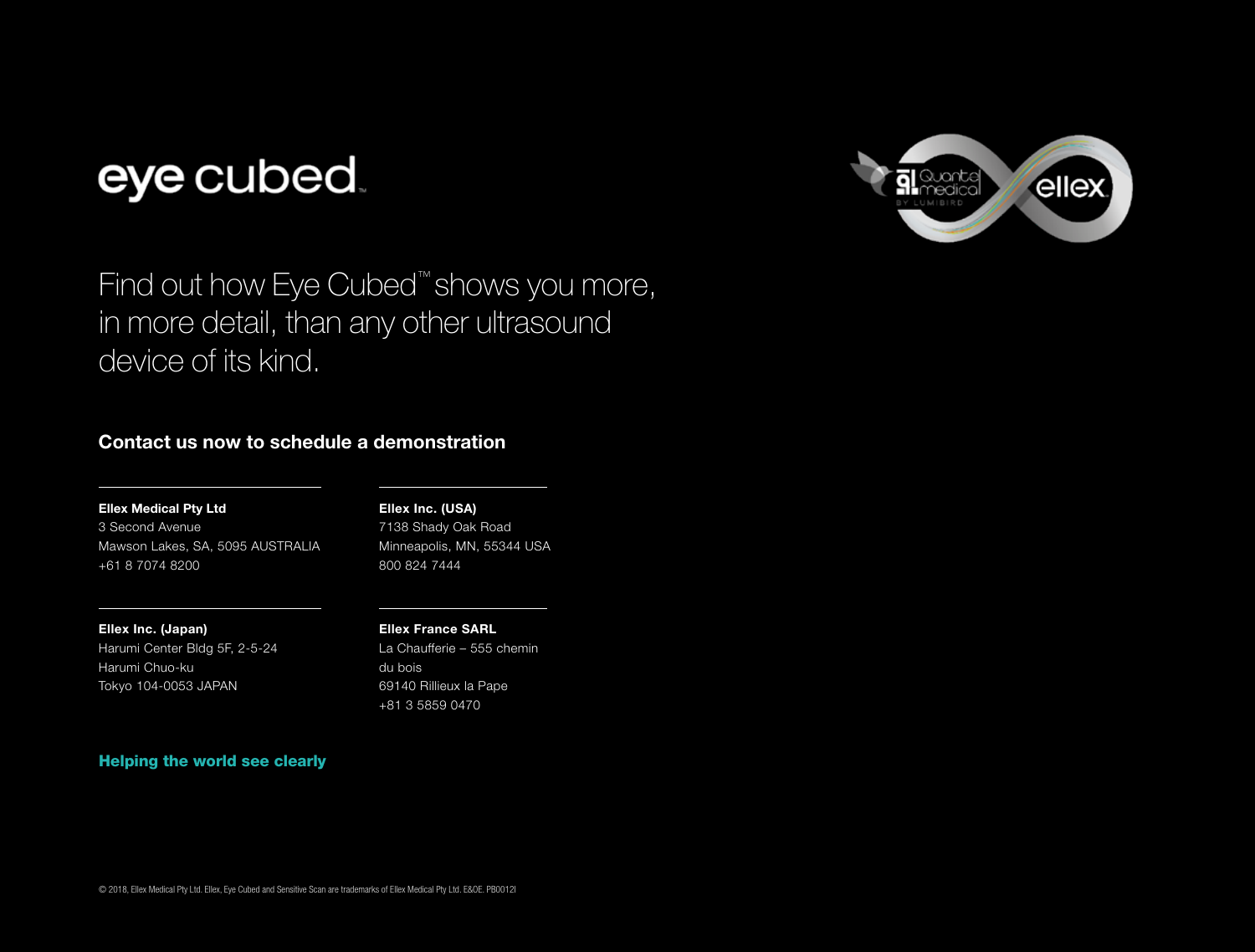# eye cubed™

Find out how Eye Cubed™ shows you more, in more detail, than any other ultrasound device of its kind.

**Contact us now to schedule a demonstration**

**Ellex Medical Pty Ltd**
3 Second Avenue
Mawson Lakes, SA, 5095 AUSTRALIA
+61 8 7074 8200

**Ellex Inc. (USA)**
7138 Shady Oak Road
Minneapolis, MN, 55344 USA
800 824 7444

**Ellex Inc. (Japan)**
Harumi Center Bldg 5F, 2-5-24
Harumi Chuo-ku
Tokyo 104-0053 JAPAN

**Ellex France SARL**
La Chaufferie – 555 chemin du bois
69140 Rillieux la Pape
+81 3 5859 0470

**Helping the world see clearly**

© 2018, Ellex Medical Pty Ltd. Ellex, Eye Cubed and Sensitive Scan are trademarks of Ellex Medical Pty Ltd. E&OE. PB0012I